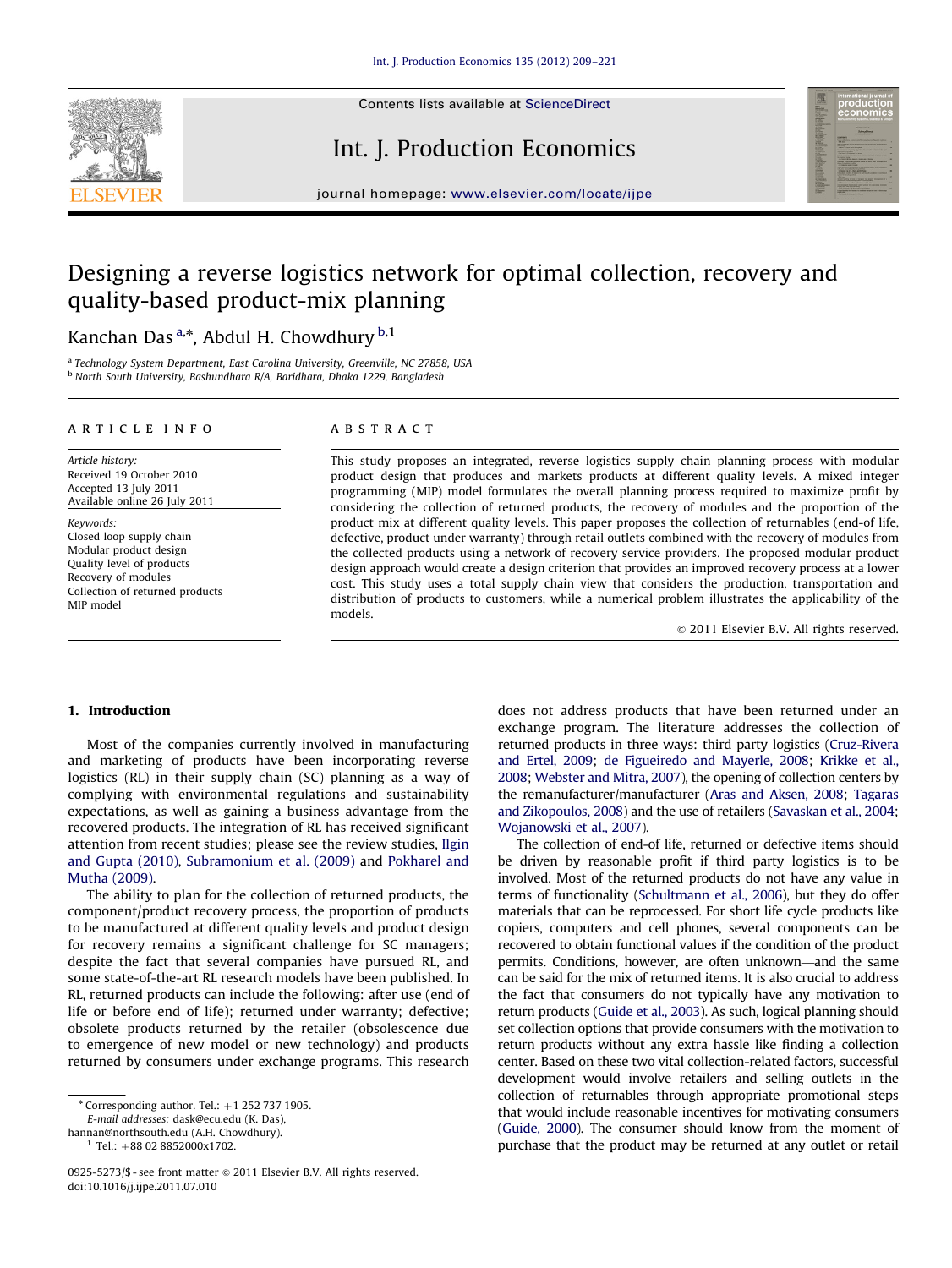# Designing a reverse logistics network for optimal collection, recovery and quality-based product-mix planning

Kanchan Das [a,*], Abdul H. Chowdhury [b,1]

[a] Technology System Department, East Carolina University, Greenville, NC 27858, USA
[b] North South University, Bashundhara R/A, Baridhara, Dhaka 1229, Bangladesh

## ARTICLE INFO

*Article history:*
Received 19 October 2010
Accepted 13 July 2011
Available online 26 July 2011

*Keywords:*
Closed loop supply chain
Modular product design
Quality level of products
Recovery of modules
Collection of returned products
MIP model

## ABSTRACT

This study proposes an integrated, reverse logistics supply chain planning process with modular product design that produces and markets products at different quality levels. A mixed integer programming (MIP) model formulates the overall planning process required to maximize profit by considering the collection of returned products, the recovery of modules and the proportion of the product mix at different quality levels. This paper proposes the collection of returnables (end-of life, defective, product under warranty) through retail outlets combined with the recovery of modules from the collected products using a network of recovery service providers. The proposed modular product design approach would create a design criterion that provides an improved recovery process at a lower cost. This study uses a total supply chain view that considers the production, transportation and distribution of products to customers, while a numerical problem illustrates the applicability of the models.

© 2011 Elsevier B.V. All rights reserved.

## 1. Introduction

Most of the companies currently involved in manufacturing and marketing of products have been incorporating reverse logistics (RL) in their supply chain (SC) planning as a way of complying with environmental regulations and sustainability expectations, as well as gaining a business advantage from the recovered products. The integration of RL has received significant attention from recent studies; please see the review studies, Ilgin and Gupta (2010), Subramonium et al. (2009) and Pokharel and Mutha (2009).

The ability to plan for the collection of returned products, the component/product recovery process, the proportion of products to be manufactured at different quality levels and product design for recovery remains a significant challenge for SC managers; despite the fact that several companies have pursued RL, and some state-of-the-art RL research models have been published. In RL, returned products can include the following: after use (end of life or before end of life); returned under warranty; defective; obsolete products returned by the retailer (obsolescence due to emergence of new model or new technology) and products returned by consumers under exchange programs. This research does not address products that have been returned under an exchange program. The literature addresses the collection of returned products in three ways: third party logistics (Cruz-Rivera and Ertel, 2009; de Figueiredo and Mayerle, 2008; Krikke et al., 2008; Webster and Mitra, 2007), the opening of collection centers by the remanufacturer/manufacturer (Aras and Aksen, 2008; Tagaras and Zikopoulos, 2008) and the use of retailers (Savaskan et al., 2004; Wojanowski et al., 2007).

The collection of end-of life, returned or defective items should be driven by reasonable profit if third party logistics is to be involved. Most of the returned products do not have any value in terms of functionality (Schultmann et al., 2006), but they do offer materials that can be reprocessed. For short life cycle products like copiers, computers and cell phones, several components can be recovered to obtain functional values if the condition of the product permits. Conditions, however, are often unknown—and the same can be said for the mix of returned items. It is also crucial to address the fact that consumers do not typically have any motivation to return products (Guide et al., 2003). As such, logical planning should set collection options that provide consumers with the motivation to return products without any extra hassle like finding a collection center. Based on these two vital collection-related factors, successful development would involve retailers and selling outlets in the collection of returnables through appropriate promotional steps that would include reasonable incentives for motivating consumers (Guide, 2000). The consumer should know from the moment of purchase that the product may be returned at any outlet or retail

* Corresponding author. Tel.: +1 252 737 1905.
E-mail addresses: dask@ecu.edu (K. Das), hannan@northsouth.edu (A.H. Chowdhury).
[1] Tel.: +88 02 8852000x1702.

0925-5273/$ - see front matter © 2011 Elsevier B.V. All rights reserved.
doi:10.1016/j.ijpe.2011.07.010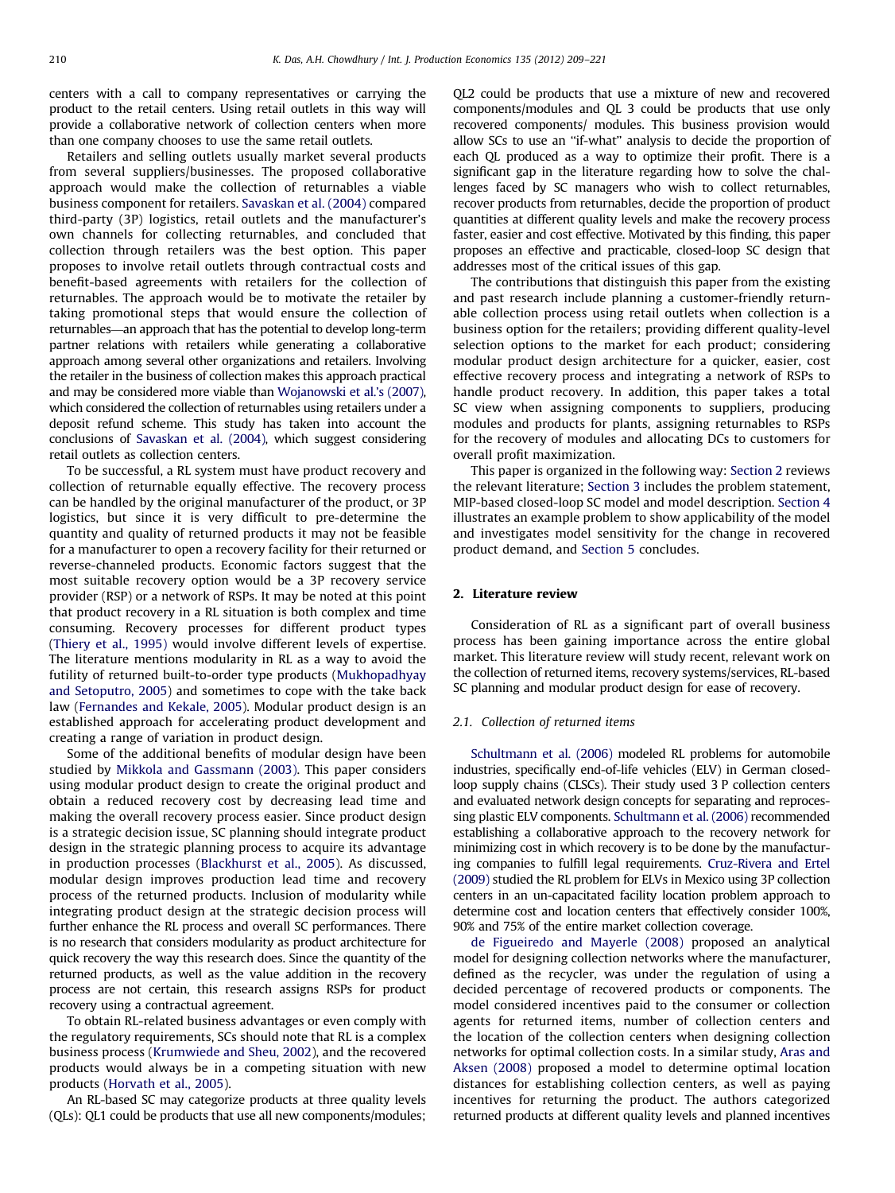centers with a call to company representatives or carrying the product to the retail centers. Using retail outlets in this way will provide a collaborative network of collection centers when more than one company chooses to use the same retail outlets.

Retailers and selling outlets usually market several products from several suppliers/businesses. The proposed collaborative approach would make the collection of returnables a viable business component for retailers. Savaskan et al. (2004) compared third-party (3P) logistics, retail outlets and the manufacturer's own channels for collecting returnables, and concluded that collection through retailers was the best option. This paper proposes to involve retail outlets through contractual costs and benefit-based agreements with retailers for the collection of returnables. The approach would be to motivate the retailer by taking promotional steps that would ensure the collection of returnables—an approach that has the potential to develop long-term partner relations with retailers while generating a collaborative approach among several other organizations and retailers. Involving the retailer in the business of collection makes this approach practical and may be considered more viable than Wojanowski et al.'s (2007), which considered the collection of returnables using retailers under a deposit refund scheme. This study has taken into account the conclusions of Savaskan et al. (2004), which suggest considering retail outlets as collection centers.

To be successful, a RL system must have product recovery and collection of returnable equally effective. The recovery process can be handled by the original manufacturer of the product, or 3P logistics, but since it is very difficult to pre-determine the quantity and quality of returned products it may not be feasible for a manufacturer to open a recovery facility for their returned or reverse-channeled products. Economic factors suggest that the most suitable recovery option would be a 3P recovery service provider (RSP) or a network of RSPs. It may be noted at this point that product recovery in a RL situation is both complex and time consuming. Recovery processes for different product types (Thiery et al., 1995) would involve different levels of expertise. The literature mentions modularity in RL as a way to avoid the futility of returned built-to-order type products (Mukhopadhyay and Setoputro, 2005) and sometimes to cope with the take back law (Fernandes and Kekale, 2005). Modular product design is an established approach for accelerating product development and creating a range of variation in product design.

Some of the additional benefits of modular design have been studied by Mikkola and Gassmann (2003). This paper considers using modular product design to create the original product and obtain a reduced recovery cost by decreasing lead time and making the overall recovery process easier. Since product design is a strategic decision issue, SC planning should integrate product design in the strategic planning process to acquire its advantage in production processes (Blackhurst et al., 2005). As discussed, modular design improves production lead time and recovery process of the returned products. Inclusion of modularity while integrating product design at the strategic decision process will further enhance the RL process and overall SC performances. There is no research that considers modularity as product architecture for quick recovery the way this research does. Since the quantity of the returned products, as well as the value addition in the recovery process are not certain, this research assigns RSPs for product recovery using a contractual agreement.

To obtain RL-related business advantages or even comply with the regulatory requirements, SCs should note that RL is a complex business process (Krumwiede and Sheu, 2002), and the recovered products would always be in a competing situation with new products (Horvath et al., 2005).

An RL-based SC may categorize products at three quality levels (QLs): QL1 could be products that use all new components/modules; QL2 could be products that use a mixture of new and recovered components/modules and QL 3 could be products that use only recovered components/ modules. This business provision would allow SCs to use an "if-what" analysis to decide the proportion of each QL produced as a way to optimize their profit. There is a significant gap in the literature regarding how to solve the challenges faced by SC managers who wish to collect returnables, recover products from returnables, decide the proportion of product quantities at different quality levels and make the recovery process faster, easier and cost effective. Motivated by this finding, this paper proposes an effective and practicable, closed-loop SC design that addresses most of the critical issues of this gap.

The contributions that distinguish this paper from the existing and past research include planning a customer-friendly returnable collection process using retail outlets when collection is a business option for the retailers; providing different quality-level selection options to the market for each product; considering modular product design architecture for a quicker, easier, cost effective recovery process and integrating a network of RSPs to handle product recovery. In addition, this paper takes a total SC view when assigning components to suppliers, producing modules and products for plants, assigning returnables to RSPs for the recovery of modules and allocating DCs to customers for overall profit maximization.

This paper is organized in the following way: Section 2 reviews the relevant literature; Section 3 includes the problem statement, MIP-based closed-loop SC model and model description. Section 4 illustrates an example problem to show applicability of the model and investigates model sensitivity for the change in recovered product demand, and Section 5 concludes.

## 2. Literature review

Consideration of RL as a significant part of overall business process has been gaining importance across the entire global market. This literature review will study recent, relevant work on the collection of returned items, recovery systems/services, RL-based SC planning and modular product design for ease of recovery.

### 2.1. Collection of returned items

Schultmann et al. (2006) modeled RL problems for automobile industries, specifically end-of-life vehicles (ELV) in German closed-loop supply chains (CLSCs). Their study used 3 P collection centers and evaluated network design concepts for separating and reprocessing plastic ELV components. Schultmann et al. (2006) recommended establishing a collaborative approach to the recovery network for minimizing cost in which recovery is to be done by the manufacturing companies to fulfill legal requirements. Cruz-Rivera and Ertel (2009) studied the RL problem for ELVs in Mexico using 3P collection centers in an un-capacitated facility location problem approach to determine cost and location centers that effectively consider 100%, 90% and 75% of the entire market collection coverage.

de Figueiredo and Mayerle (2008) proposed an analytical model for designing collection networks where the manufacturer, defined as the recycler, was under the regulation of using a decided percentage of recovered products or components. The model considered incentives paid to the consumer or collection agents for returned items, number of collection centers and the location of the collection centers when designing collection networks for optimal collection costs. In a similar study, Aras and Aksen (2008) proposed a model to determine optimal location distances for establishing collection centers, as well as paying incentives for returning the product. The authors categorized returned products at different quality levels and planned incentives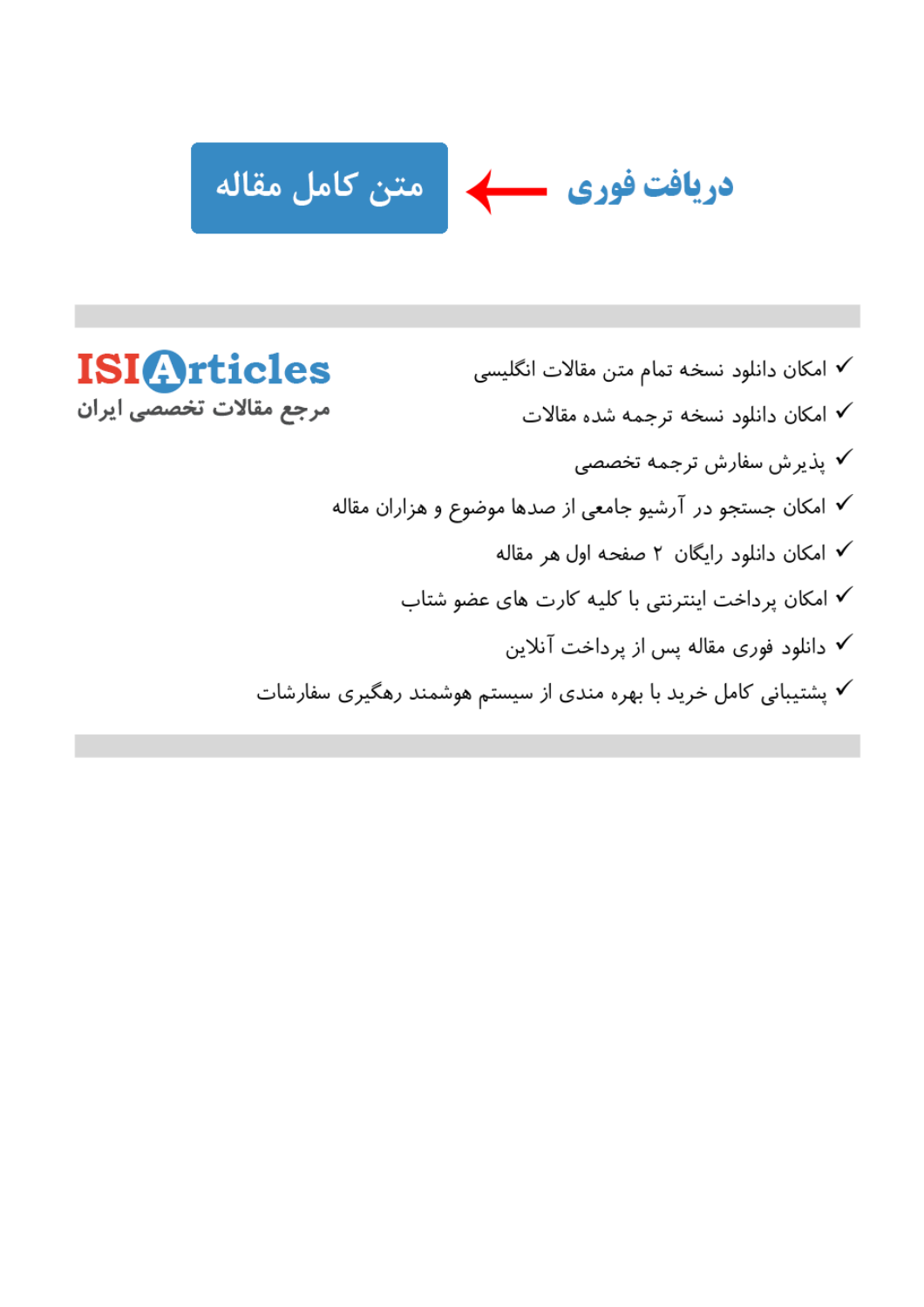دریافت فوری ← متن کامل مقاله

**ISIArticles**
مرجع مقالات تخصصی ایران

- ✓ امکان دانلود نسخه تمام متن مقالات انگلیسی
- ✓ امکان دانلود نسخه ترجمه شده مقالات
- ✓ پذیرش سفارش ترجمه تخصصی
- ✓ امکان جستجو در آرشیو جامعی از صدها موضوع و هزاران مقاله
- ✓ امکان دانلود رایگان ۲ صفحه اول هر مقاله
- ✓ امکان پرداخت اینترنتی با کلیه کارت های عضو شتاب
- ✓ دانلود فوری مقاله پس از پرداخت آنلاین
- ✓ پشتیبانی کامل خرید با بهره مندی از سیستم هوشمند رهگیری سفارشات